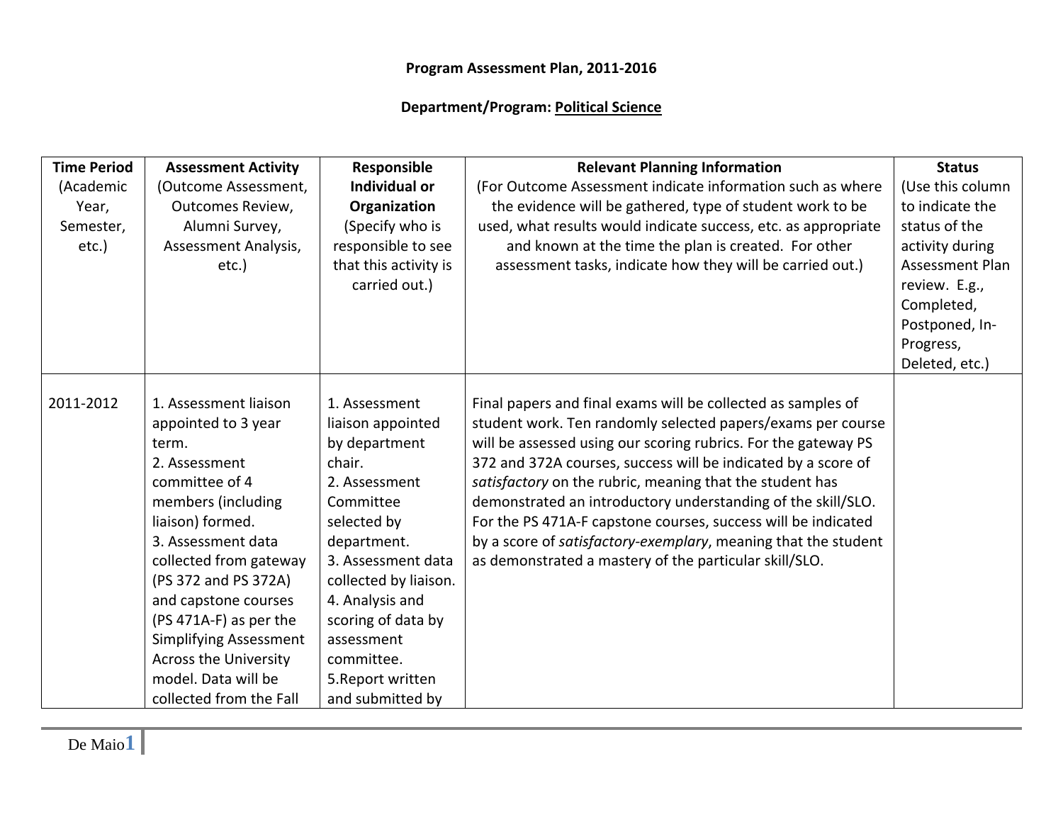**Program Assessment Plan, 2011-2016**

**Department/Program: Political Science**

| **Time Period** (Academic Year, Semester, etc.) | **Assessment Activity** (Outcome Assessment, Outcomes Review, Alumni Survey, Assessment Analysis, etc.) | **Responsible Individual or Organization** (Specify who is responsible to see that this activity is carried out.) | **Relevant Planning Information** (For Outcome Assessment indicate information such as where the evidence will be gathered, type of student work to be used, what results would indicate success, etc. as appropriate and known at the time the plan is created. For other assessment tasks, indicate how they will be carried out.) | **Status** (Use this column to indicate the status of the activity during Assessment Plan review. E.g., Completed, Postponed, In-Progress, Deleted, etc.) |
|---|---|---|---|---|
| 2011-2012 | 1. Assessment liaison appointed to 3 year term.<br>2. Assessment committee of 4 members (including liaison) formed.<br>3. Assessment data collected from gateway (PS 372 and PS 372A) and capstone courses (PS 471A-F) as per the Simplifying Assessment Across the University model. Data will be collected from the Fall | 1. Assessment liaison appointed by department chair.<br>2. Assessment Committee selected by department.<br>3. Assessment data collected by liaison.<br>4. Analysis and scoring of data by assessment committee.<br>5.Report written and submitted by | Final papers and final exams will be collected as samples of student work. Ten randomly selected papers/exams per course will be assessed using our scoring rubrics. For the gateway PS 372 and 372A courses, success will be indicated by a score of *satisfactory* on the rubric, meaning that the student has demonstrated an introductory understanding of the skill/SLO. For the PS 471A-F capstone courses, success will be indicated by a score of *satisfactory-exemplary*, meaning that the student as demonstrated a mastery of the particular skill/SLO. | |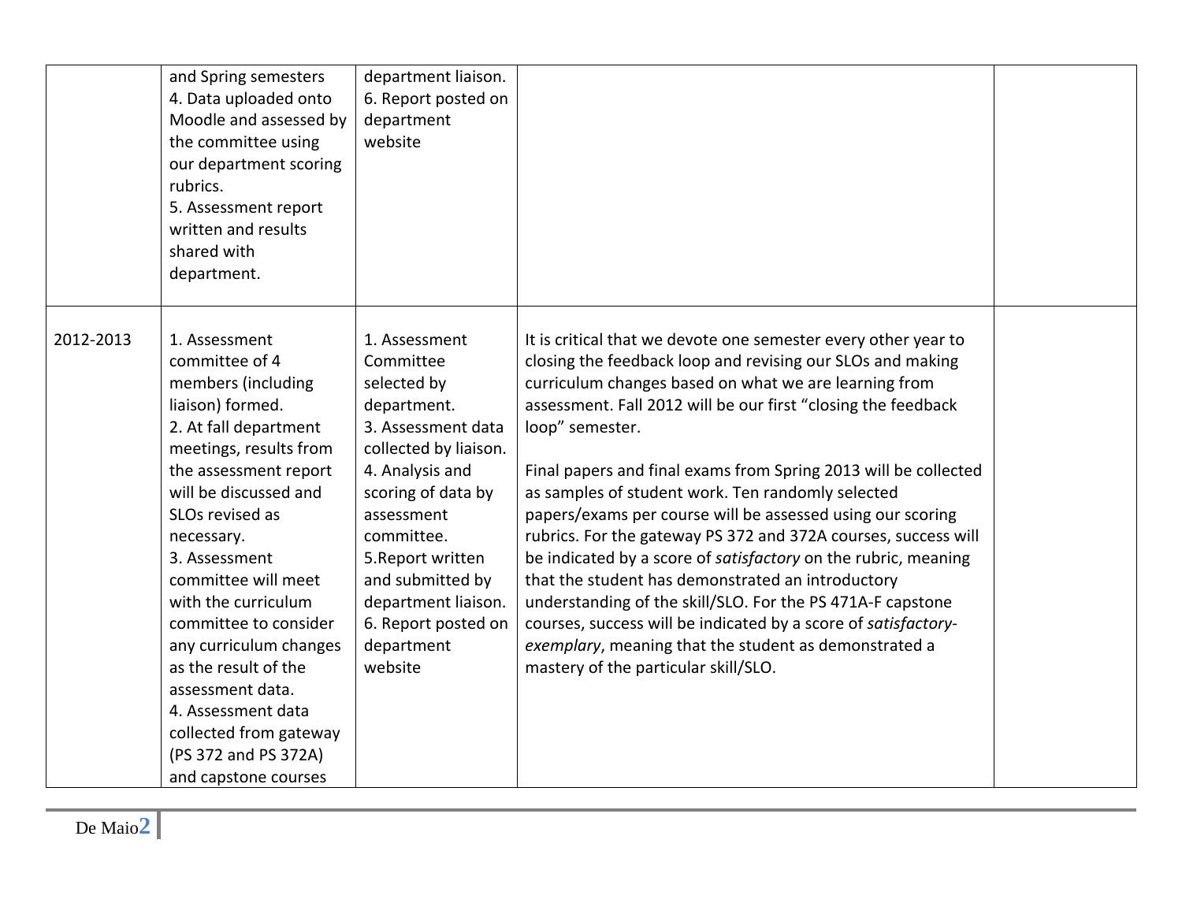| | | | | |
|---|---|---|---|---|
| | and Spring semesters<br>4. Data uploaded onto Moodle and assessed by the committee using our department scoring rubrics.<br>5. Assessment report written and results shared with department. | department liaison.<br>6. Report posted on department website | | |
| 2012-2013 | 1. Assessment committee of 4 members (including liaison) formed.<br>2. At fall department meetings, results from the assessment report will be discussed and SLOs revised as necessary.<br>3. Assessment committee will meet with the curriculum committee to consider any curriculum changes as the result of the assessment data.<br>4. Assessment data collected from gateway (PS 372 and PS 372A) and capstone courses | 1. Assessment Committee selected by department.<br>3. Assessment data collected by liaison.<br>4. Analysis and scoring of data by assessment committee.<br>5.Report written and submitted by department liaison.<br>6. Report posted on department website | It is critical that we devote one semester every other year to closing the feedback loop and revising our SLOs and making curriculum changes based on what we are learning from assessment. Fall 2012 will be our first "closing the feedback loop" semester.<br><br>Final papers and final exams from Spring 2013 will be collected as samples of student work. Ten randomly selected papers/exams per course will be assessed using our scoring rubrics. For the gateway PS 372 and 372A courses, success will be indicated by a score of *satisfactory* on the rubric, meaning that the student has demonstrated an introductory understanding of the skill/SLO. For the PS 471A-F capstone courses, success will be indicated by a score of *satisfactory-exemplary*, meaning that the student as demonstrated a mastery of the particular skill/SLO. | |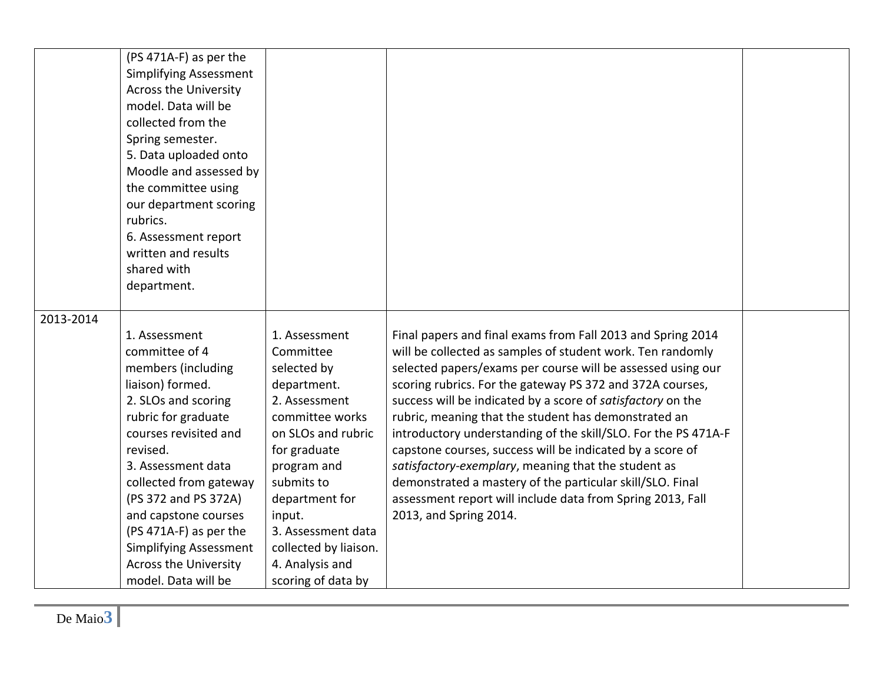| | | | | |
|---|---|---|---|---|
| | (PS 471A-F) as per the Simplifying Assessment Across the University model. Data will be collected from the Spring semester.<br>5. Data uploaded onto Moodle and assessed by the committee using our department scoring rubrics.<br>6. Assessment report written and results shared with department. | | | |
| 2013-2014 | 1. Assessment committee of 4 members (including liaison) formed.<br>2. SLOs and scoring rubric for graduate courses revisited and revised.<br>3. Assessment data collected from gateway (PS 372 and PS 372A) and capstone courses (PS 471A-F) as per the Simplifying Assessment Across the University model. Data will be | 1. Assessment Committee selected by department.<br>2. Assessment committee works on SLOs and rubric for graduate program and submits to department for input.<br>3. Assessment data collected by liaison.<br>4. Analysis and scoring of data by | Final papers and final exams from Fall 2013 and Spring 2014 will be collected as samples of student work. Ten randomly selected papers/exams per course will be assessed using our scoring rubrics. For the gateway PS 372 and 372A courses, success will be indicated by a score of *satisfactory* on the rubric, meaning that the student has demonstrated an introductory understanding of the skill/SLO. For the PS 471A-F capstone courses, success will be indicated by a score of *satisfactory-exemplary*, meaning that the student as demonstrated a mastery of the particular skill/SLO. Final assessment report will include data from Spring 2013, Fall 2013, and Spring 2014. | |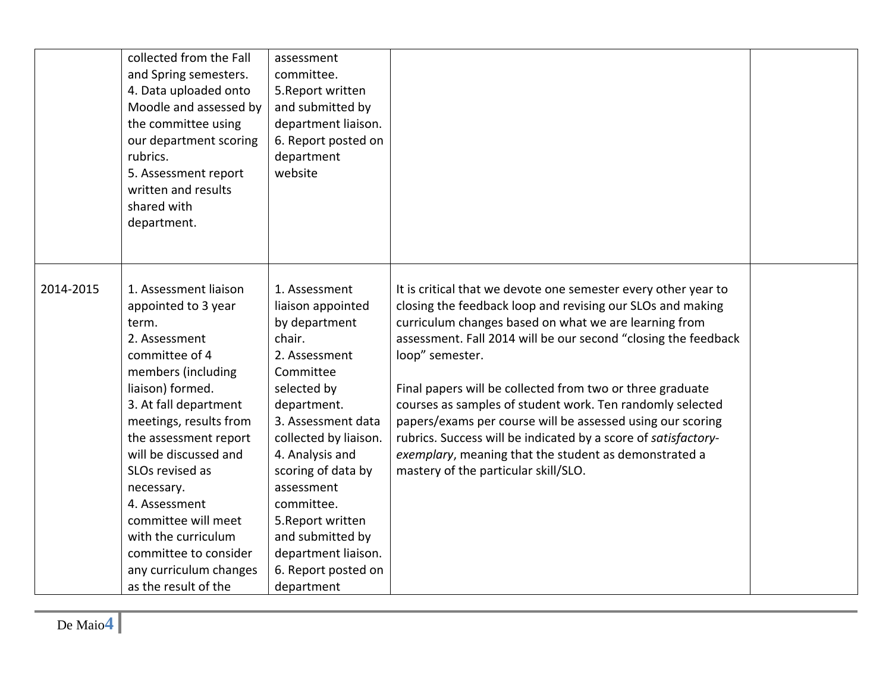| | | | | |
|---|---|---|---|---|
| | collected from the Fall and Spring semesters.<br>4. Data uploaded onto Moodle and assessed by the committee using our department scoring rubrics.<br>5. Assessment report written and results shared with department. | assessment committee.<br>5.Report written and submitted by department liaison.<br>6. Report posted on department website | | |
| 2014-2015 | 1. Assessment liaison appointed to 3 year term.<br>2. Assessment committee of 4 members (including liaison) formed.<br>3. At fall department meetings, results from the assessment report will be discussed and SLOs revised as necessary.<br>4. Assessment committee will meet with the curriculum committee to consider any curriculum changes as the result of the | 1. Assessment liaison appointed by department chair.<br>2. Assessment Committee selected by department.<br>3. Assessment data collected by liaison.<br>4. Analysis and scoring of data by assessment committee.<br>5.Report written and submitted by department liaison.<br>6. Report posted on department | It is critical that we devote one semester every other year to closing the feedback loop and revising our SLOs and making curriculum changes based on what we are learning from assessment. Fall 2014 will be our second "closing the feedback loop" semester.<br><br>Final papers will be collected from two or three graduate courses as samples of student work. Ten randomly selected papers/exams per course will be assessed using our scoring rubrics. Success will be indicated by a score of *satisfactory-exemplary*, meaning that the student as demonstrated a mastery of the particular skill/SLO. | |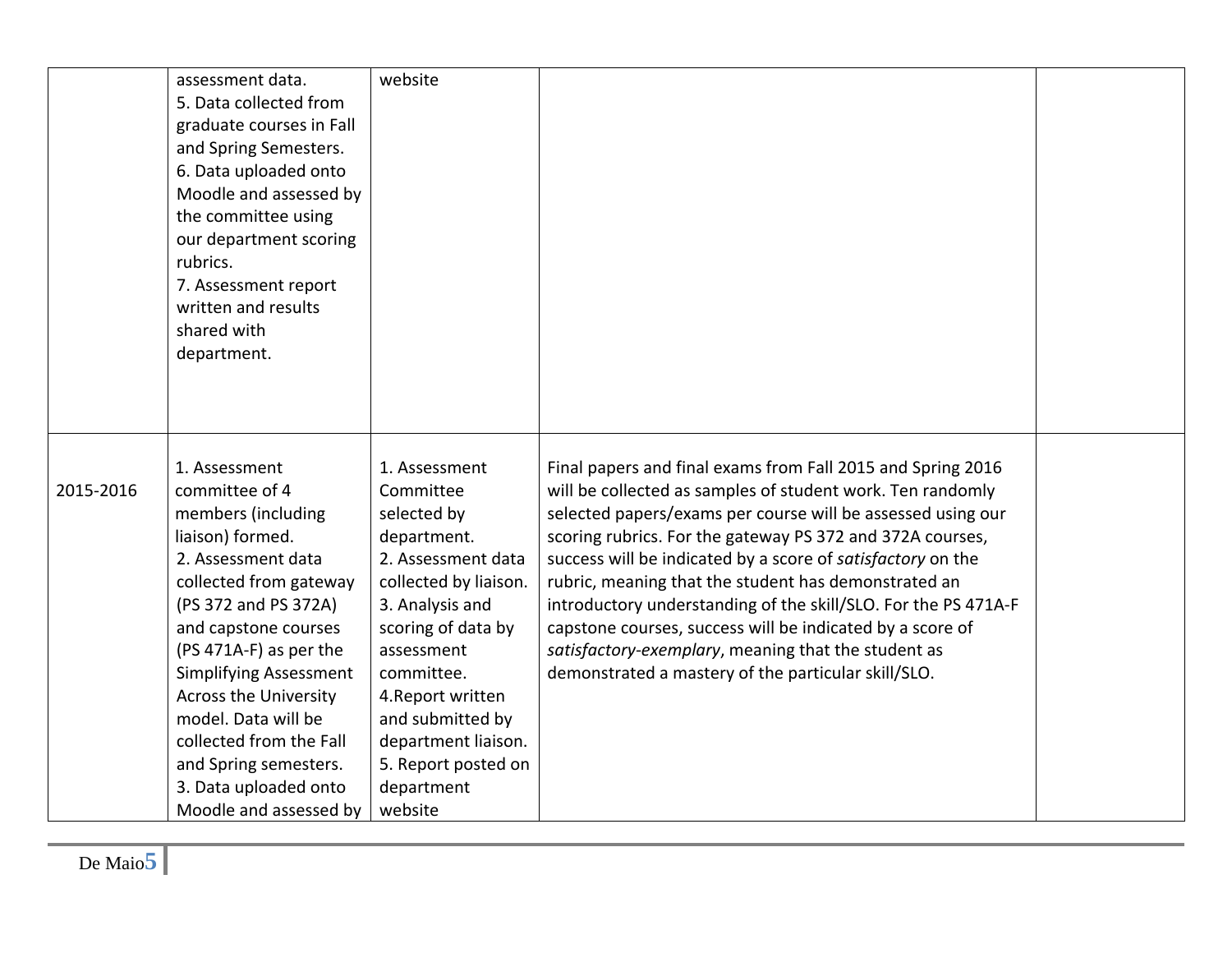| | | | | |
|---|---|---|---|---|
| | assessment data.<br>5. Data collected from graduate courses in Fall and Spring Semesters.<br>6. Data uploaded onto Moodle and assessed by the committee using our department scoring rubrics.<br>7. Assessment report written and results shared with department. | website | | |
| 2015-2016 | 1. Assessment committee of 4 members (including liaison) formed.<br>2. Assessment data collected from gateway (PS 372 and PS 372A) and capstone courses (PS 471A-F) as per the Simplifying Assessment Across the University model. Data will be collected from the Fall and Spring semesters.<br>3. Data uploaded onto Moodle and assessed by | 1. Assessment Committee selected by department.<br>2. Assessment data collected by liaison.<br>3. Analysis and scoring of data by assessment committee.<br>4.Report written and submitted by department liaison.<br>5. Report posted on department website | Final papers and final exams from Fall 2015 and Spring 2016 will be collected as samples of student work. Ten randomly selected papers/exams per course will be assessed using our scoring rubrics. For the gateway PS 372 and 372A courses, success will be indicated by a score of *satisfactory* on the rubric, meaning that the student has demonstrated an introductory understanding of the skill/SLO. For the PS 471A-F capstone courses, success will be indicated by a score of *satisfactory-exemplary*, meaning that the student as demonstrated a mastery of the particular skill/SLO. | |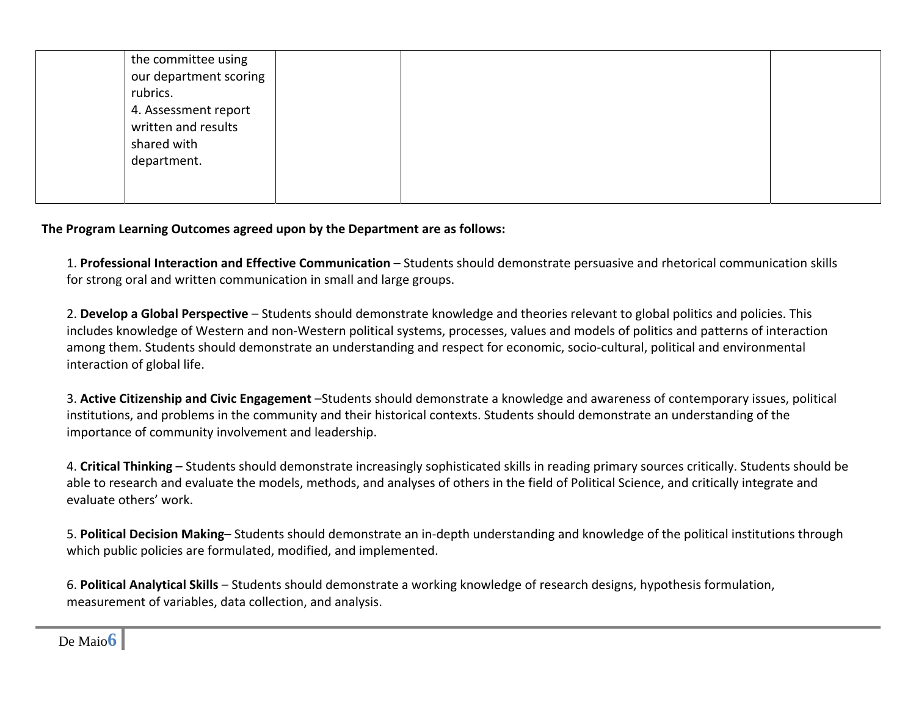|  |  |  |  |  |
|---|---|---|---|---|
|  | the committee using our department scoring rubrics.<br>4. Assessment report written and results shared with department. |  |  |  |

**The Program Learning Outcomes agreed upon by the Department are as follows:**

1. **Professional Interaction and Effective Communication** – Students should demonstrate persuasive and rhetorical communication skills for strong oral and written communication in small and large groups.

2. **Develop a Global Perspective** – Students should demonstrate knowledge and theories relevant to global politics and policies. This includes knowledge of Western and non-Western political systems, processes, values and models of politics and patterns of interaction among them. Students should demonstrate an understanding and respect for economic, socio-cultural, political and environmental interaction of global life.

3. **Active Citizenship and Civic Engagement** –Students should demonstrate a knowledge and awareness of contemporary issues, political institutions, and problems in the community and their historical contexts. Students should demonstrate an understanding of the importance of community involvement and leadership.

4. **Critical Thinking** – Students should demonstrate increasingly sophisticated skills in reading primary sources critically. Students should be able to research and evaluate the models, methods, and analyses of others in the field of Political Science, and critically integrate and evaluate others' work.

5. **Political Decision Making**– Students should demonstrate an in-depth understanding and knowledge of the political institutions through which public policies are formulated, modified, and implemented.

6. **Political Analytical Skills** – Students should demonstrate a working knowledge of research designs, hypothesis formulation, measurement of variables, data collection, and analysis.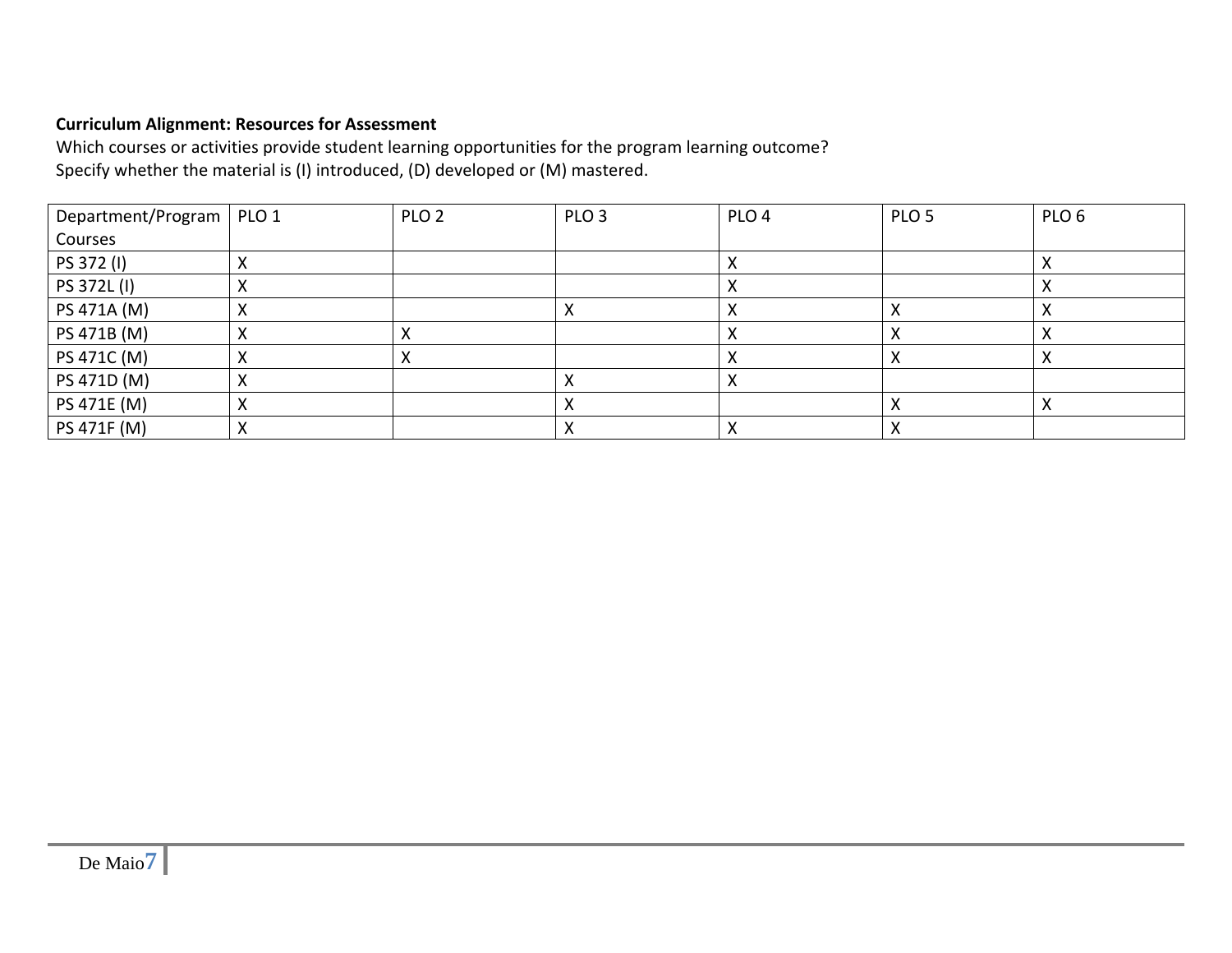**Curriculum Alignment: Resources for Assessment**

Which courses or activities provide student learning opportunities for the program learning outcome?
Specify whether the material is (I) introduced, (D) developed or (M) mastered.

| Department/Program Courses | PLO 1 | PLO 2 | PLO 3 | PLO 4 | PLO 5 | PLO 6 |
|---|---|---|---|---|---|---|
| PS 372 (I) | X | | | X | | X |
| PS 372L (I) | X | | | X | | X |
| PS 471A (M) | X | | X | X | X | X |
| PS 471B (M) | X | X | | X | X | X |
| PS 471C (M) | X | X | | X | X | X |
| PS 471D (M) | X | | X | X | | |
| PS 471E (M) | X | | X | | X | X |
| PS 471F (M) | X | | X | X | X | |